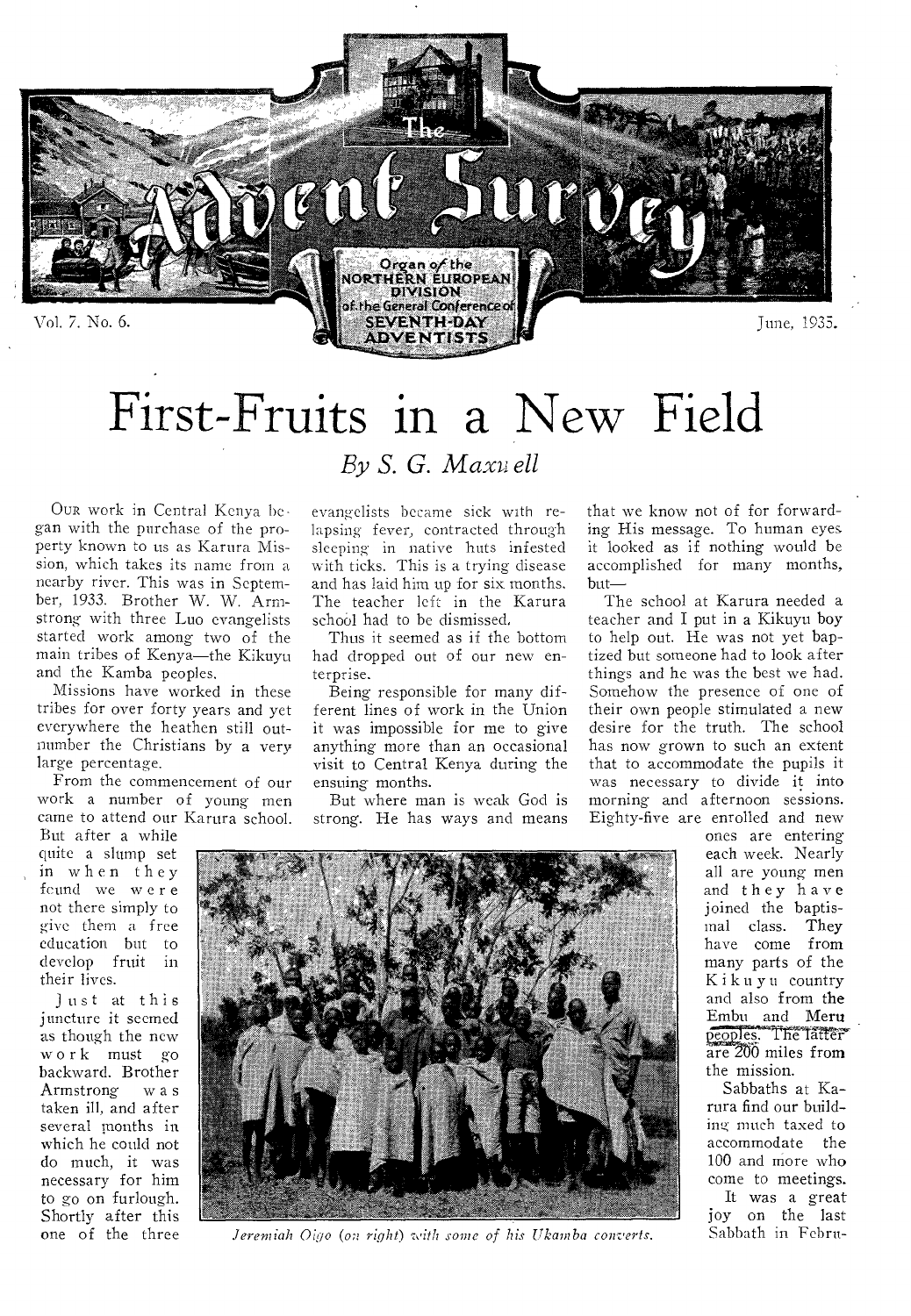Vol. 7. No. 6. June, 1935.

# First-Fruits in a New Field

*By S. G. Maxwell*

OUR work in Central Kenya began with the purchase of the property known to us as Karura Mission, which takes its name from a nearby river. This was in September, 1933. Brother W. W. Armstrong with three Luo evangelists started work among two of the main tribes of Kenya—the Kikuyu and the Kamba peoples.

Missions have worked in these tribes for over forty years and yet everywhere the heathen still outnumber the Christians by a very large percentage.

From the commencement of our work a number of young men came to attend our Karura school. But after a while quite a slump set in when they found we were not there simply to give them a free education but to develop fruit in their lives.

Just at this juncture it seemed as though the new work must go backward. Brother Armstrong was taken ill, and after several months in which he could not do much, it was necessary for him to go on furlough. Shortly after this one of the three evangelists became sick with relapsing fever, contracted through sleeping in native huts infested with ticks. This is a trying disease and has laid him up for six months. The teacher left in the Karura school had to be dismissed.

Thus it seemed as if the bottom had dropped out of our new enterprise.

Being responsible for many different lines of work in the Union it was impossible for me to give anything more than an occasional visit to Central Kenya during the ensuing months.

But where man is weak God is strong. He has ways and means that we know not of for forwarding His message. To human eyes it looked as if nothing would be accomplished for many months, but—

The school at Karura needed a teacher and I put in a Kikuyu boy to help out. He was not yet baptized but someone had to look after things and he was the best we had. Somehow the presence of one of their own people stimulated a new desire for the truth. The school has now grown to such an extent that to accommodate the pupils it was necessary to divide it into morning and afternoon sessions. Eighty-five are enrolled and new ones are entering each week. Nearly all are young men and they have joined the baptismal class. They have come from many parts of the Kikuyu country and also from the Embu and Meru peoples. The latter are 200 miles from the mission.

Sabbaths at Karura find our building much taxed to accommodate the 100 and more who come to meetings.

It was a great joy on the last Sabbath in Febru-

*Jeremiah Oigo (on right) with some of his Ukamba converts.*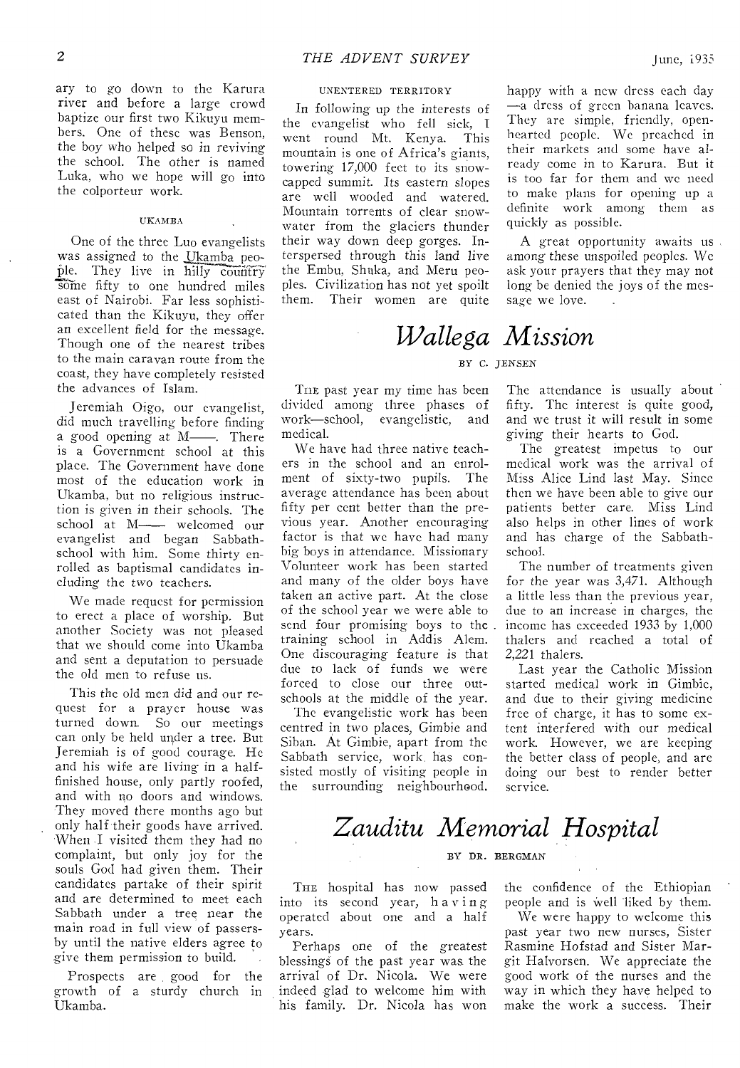ary to go down to the Karura river and before a large crowd baptize our first two Kikuyu members. One of these was Benson, the boy who helped so in reviving the school. The other is named Luka, who we hope will go into the colporteur work.

#### UKAMBA

One of the three Luo evangelists was assigned to the Ukamba people. They live in hilly country some fifty to one hundred miles east of Nairobi. Far less sophisticated than the Kikuyu, they offer an excellent field for the message. Though one of the nearest tribes to the main caravan route from the coast, they have completely resisted the advances of Islam.

Jeremiah Oigo, our evangelist, did much travelling before finding a good opening at M——. There is a Government school at this place. The Government have done most of the education work in Ukamba, but no religious instruction is given in their schools. The school at M—— welcomed our evangelist and began Sabbath-school with him. Some thirty enrolled as baptismal candidates including the two teachers.

We made request for permission to erect a place of worship. But another Society was not pleased that we should come into Ukamba and sent a deputation to persuade the old men to refuse us.

This the old men did and our request for a prayer house was turned down. So our meetings can only be held under a tree. But Jeremiah is of good courage. He and his wife are living in a half-finished house, only partly roofed, and with no doors and windows. They moved there months ago but only half their goods have arrived. When I visited them they had no complaint, but only joy for the souls God had given them. Their candidates partake of their spirit and are determined to meet each Sabbath under a tree near the main road in full view of passers-by until the native elders agree to give them permission to build.

Prospects are good for the growth of a sturdy church in Ukamba.

#### UNENTERED TERRITORY

In following up the interests of the evangelist who fell sick, I went round Mt. Kenya. This mountain is one of Africa's giants, towering 17,000 feet to its snow-capped summit. Its eastern slopes are well wooded and watered. Mountain torrents of clear snow-water from the glaciers thunder their way down deep gorges. Interspersed through this land live the Embu, Shuka, and Meru peoples. Civilization has not yet spoilt them. Their women are quite happy with a new dress each day—a dress of green banana leaves. They are simple, friendly, open-hearted people. We preached in their markets and some have already come in to Karura. But it is too far for them and we need to make plans for opening up a definite work among them as quickly as possible.

A great opportunity awaits us among these unspoiled peoples. We ask your prayers that they may not long be denied the joys of the message we love.

# *Wallega Mission*

BY C. JENSEN

THE past year my time has been divided among three phases of work—school, evangelistic, and medical.

We have had three native teachers in the school and an enrolment of sixty-two pupils. The average attendance has been about fifty per cent better than the previous year. Another encouraging factor is that we have had many big boys in attendance. Missionary Volunteer work has been started and many of the older boys have taken an active part. At the close of the school year we were able to send four promising boys to the training school in Addis Alem. One discouraging feature is that due to lack of funds we were forced to close our three out-schools at the middle of the year.

The evangelistic work has been centred in two places, Gimbie and Siban. At Gimbie, apart from the Sabbath service, work has consisted mostly of visiting people in the surrounding neighbourhood. The attendance is usually about fifty. The interest is quite good, and we trust it will result in some giving their hearts to God.

The greatest impetus to our medical work was the arrival of Miss Alice Lind last May. Since then we have been able to give our patients better care. Miss Lind also helps in other lines of work and has charge of the Sabbath-school.

The number of treatments given for the year was 3,471. Although a little less than the previous year, due to an increase in charges, the income has exceeded 1933 by 1,000 thalers and reached a total of 2,221 thalers.

Last year the Catholic Mission started medical work in Gimbie, and due to their giving medicine free of charge, it has to some extent interfered with our medical work. However, we are keeping the better class of people, and are doing our best to render better service.

# *Zauditu Memorial Hospital*

BY DR. BERGMAN

THE hospital has now passed into its second year, having operated about one and a half years.

Perhaps one of the greatest blessings of the past year was the arrival of Dr. Nicola. We were indeed glad to welcome him with his family. Dr. Nicola has won the confidence of the Ethiopian people and is well liked by them.

We were happy to welcome this past year two new nurses, Sister Rasmine Hofstad and Sister Margit Halvorsen. We appreciate the good work of the nurses and the way in which they have helped to make the work a success. Their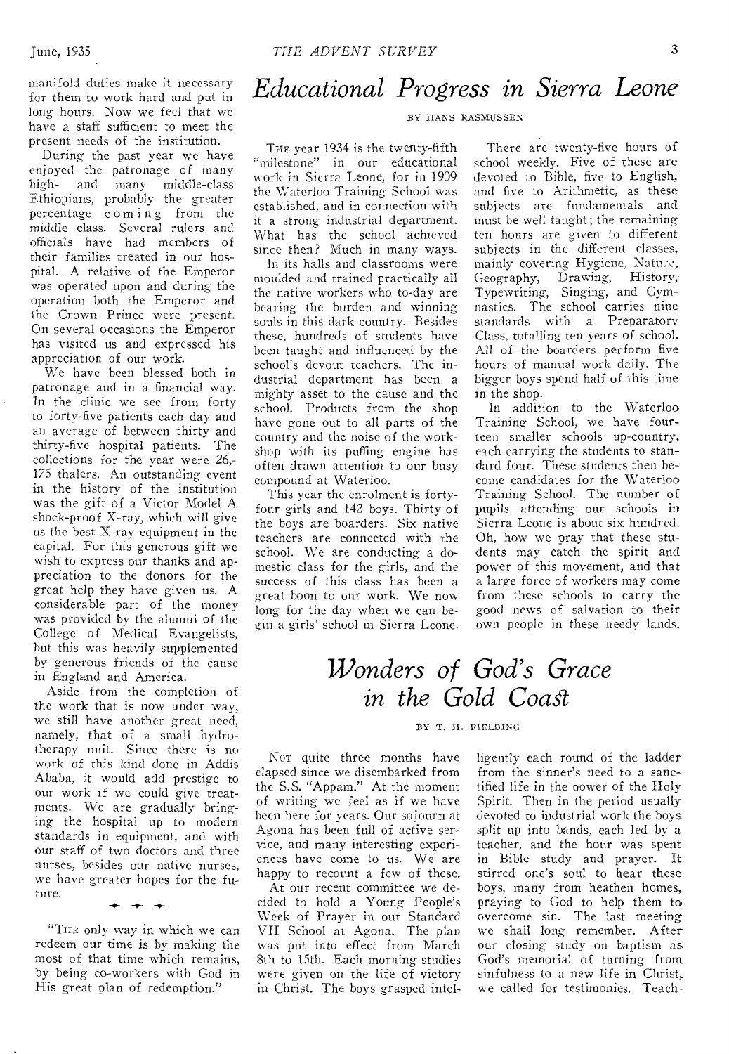manifold duties make it necessary for them to work hard and put in long hours. Now we feel that we have a staff sufficient to meet the present needs of the institution.

During the past year we have enjoyed the patronage of many high- and many middle-class Ethiopians, probably the greater percentage coming from the middle class. Several rulers and officials have had members of their families treated in our hospital. A relative of the Emperor was operated upon and during the operation both the Emperor and the Crown Prince were present. On several occasions the Emperor has visited us and expressed his appreciation of our work.

We have been blessed both in patronage and in a financial way. In the clinic we see from forty to forty-five patients each day and an average of between thirty and thirty-five hospital patients. The collections for the year were 26,-175 thalers. An outstanding event in the history of the institution was the gift of a Victor Model A shock-proof X-ray, which will give us the best X-ray equipment in the capital. For this generous gift we wish to express our thanks and appreciation to the donors for the great help they have given us. A considerable part of the money was provided by the alumni of the College of Medical Evangelists, but this was heavily supplemented by generous friends of the cause in England and America.

Aside from the completion of the work that is now under way, we still have another great need, namely, that of a small hydrotherapy unit. Since there is no work of this kind done in Addis Ababa, it would add prestige to our work if we could give treatments. We are gradually bringing the hospital up to modern standards in equipment, and with our staff of two doctors and three nurses, besides our native nurses, we have greater hopes for the future.

"THE only way in which we can redeem our time is by making the most of that time which remains, by being co-workers with God in His great plan of redemption."

# *Educational Progress in Sierra Leone*

BY HANS RASMUSSEN

THE year 1934 is the twenty-fifth "milestone" in our educational work in Sierra Leone, for in 1909 the Waterloo Training School was established, and in connection with it a strong industrial department. What has the school achieved since then? Much in many ways.

In its halls and classrooms were moulded and trained practically all the native workers who to-day are bearing the burden and winning souls in this dark country. Besides these, hundreds of students have been taught and influenced by the school's devout teachers. The industrial department has been a mighty asset to the cause and the school. Products from the shop have gone out to all parts of the country and the noise of the workshop with its puffing engine has often drawn attention to our busy compound at Waterloo.

This year the enrolment is forty-four girls and 142 boys. Thirty of the boys are boarders. Six native teachers are connected with the school. We are conducting a domestic class for the girls, and the success of this class has been a great boon to our work. We now long for the day when we can begin a girls' school in Sierra Leone.

There are twenty-five hours of school weekly. Five of these are devoted to Bible, five to English, and five to Arithmetic, as these subjects are fundamentals and must be well taught; the remaining ten hours are given to different subjects in the different classes, mainly covering Hygiene, Nature, Geography, Drawing, History, Typewriting, Singing, and Gymnastics. The school carries nine standards with a Preparatory Class, totalling ten years of school. All of the boarders perform five hours of manual work daily. The bigger boys spend half of this time in the shop.

In addition to the Waterloo Training School, we have fourteen smaller schools up-country, each carrying the students to standard four. These students then become candidates for the Waterloo Training School. The number of pupils attending our schools in Sierra Leone is about six hundred. Oh, how we pray that these students may catch the spirit and power of this movement, and that a large force of workers may come from these schools to carry the good news of salvation to their own people in these needy lands.

# *Wonders of God's Grace in the Gold Coast*

BY T. H. FIELDING

NOT quite three months have elapsed since we disembarked from the S.S. "Appam." At the moment of writing we feel as if we have been here for years. Our sojourn at Agona has been full of active service, and many interesting experiences have come to us. We are happy to recount a few of these.

At our recent committee we decided to hold a Young People's Week of Prayer in our Standard VII School at Agona. The plan was put into effect from March 8th to 15th. Each morning studies were given on the life of victory in Christ. The boys grasped intelligently each round of the ladder from the sinner's need to a sanctified life in the power of the Holy Spirit. Then in the period usually devoted to industrial work the boys split up into bands, each led by a teacher, and the hour was spent in Bible study and prayer. It stirred one's soul to hear these boys, many from heathen homes, praying to God to help them to overcome sin. The last meeting we shall long remember. After our closing study on baptism as God's memorial of turning from sinfulness to a new life in Christ, we called for testimonies. Teach-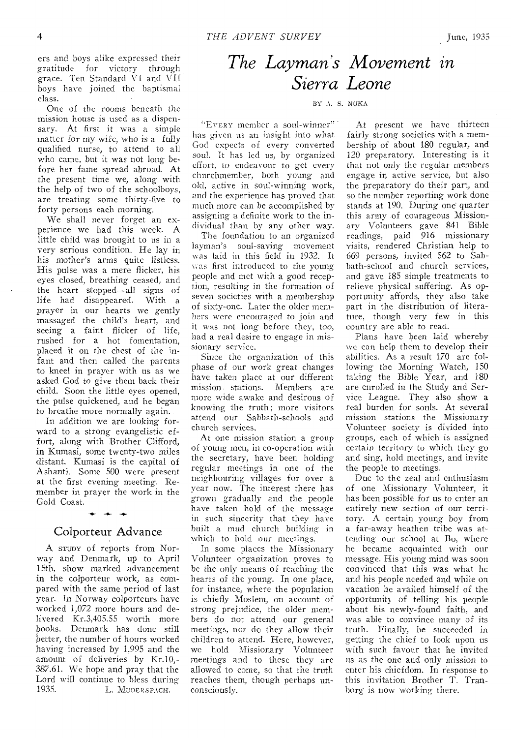ers and boys alike expressed their gratitude for victory through grace. Ten Standard VI and VII boys have joined the baptismal class.

One of the rooms beneath the mission house is used as a dispensary. At first it was a simple matter for my wife, who is a fully qualified nurse, to attend to all who came, but it was not long before her fame spread abroad. At the present time we, along with the help of two of the schoolboys, are treating some thirty-five to forty persons each morning.

We shall never forget an experience we had this week. A little child was brought to us in a very serious condition. He lay in his mother's arms quite listless. His pulse was a mere flicker, his eyes closed, breathing ceased, and the heart stopped—all signs of life had disappeared. With a prayer in our hearts we gently massaged the child's heart, and seeing a faint flicker of life, rushed for a hot fomentation, placed it on the chest of the infant and then called the parents to kneel in prayer with us as we asked God to give them back their child. Soon the little eyes opened, the pulse quickened, and he began to breathe more normally again.

In addition we are looking forward to a strong evangelistic effort, along with Brother Clifford, in Kumasi, some twenty-two miles distant. Kumasi is the capital of Ashanti. Some 500 were present at the first evening meeting. Remember in prayer the work in the Gold Coast.

## Colporteur Advance

A STUDY of reports from Norway and Denmark, up to April 15th, show marked advancement in the colporteur work, as compared with the same period of last year. In Norway colporteurs have worked 1,072 more hours and delivered Kr.3,405.55 worth more books. Denmark has done still better, the number of hours worked having increased by 1,995 and the amount of deliveries by Kr.10,387.61. We hope and pray that the Lord will continue to bless during 1935.

L. MUDERSPACH.

# *The Layman's Movement in Sierra Leone*

BY A. S. NUKA

"EVERY member a soul-winner" has given us an insight into what God expects of every converted soul. It has led us, by organized effort, to endeavour to get every churchmember, both young and old, active in soul-winning work, and the experience has proved that much more can be accomplished by assigning a definite work to the individual than by any other way.

The foundation to an organized layman's soul-saving movement was laid in this field in 1932. It was first introduced to the young people and met with a good reception, resulting in the formation of seven societies with a membership of sixty-one. Later the older members were encouraged to join and it was not long before they, too, had a real desire to engage in missionary service.

Since the organization of this phase of our work great changes have taken place at our different mission stations. Members are more wide awake and desirous of knowing the truth; more visitors attend our Sabbath-schools and church services.

At one mission station a group of young men, in co-operation with the secretary, have been holding regular meetings in one of the neighbouring villages for over a year now. The interest there has grown gradually and the people have taken hold of the message in such sincerity that they have built a mud church building in which to hold our meetings.

In some places the Missionary Volunteer organization proves to be the only means of reaching the hearts of the young. In one place, for instance, where the population is chiefly Moslem, on account of strong prejudice, the older members do not attend our general meetings, nor do they allow their children to attend. Here, however, we hold Missionary Volunteer meetings and to these they are allowed to come, so that the truth reaches them, though perhaps unconsciously.

At present we have thirteen fairly strong societies with a membership of about 180 regular, and 120 preparatory. Interesting is it that not only the regular members engage in active service, but also the preparatory do their part, and so the number reporting work done stands at 190. During one quarter this army of courageous Missionary Volunteers gave 841 Bible readings, paid 916 missionary visits, rendered Christian help to 669 persons, invited 562 to Sabbath-school and church services, and gave 185 simple treatments to relieve physical suffering. As opportunity affords, they also take part in the distribution of literature, though very few in this country are able to read.

Plans have been laid whereby we can help them to develop their abilities. As a result 170 are following the Morning Watch, 150 taking the Bible Year, and 180 are enrolled in the Study and Service League. They also show a real burden for souls. At several mission stations the Missionary Volunteer society is divided into groups, each of which is assigned certain territory to which they go and sing, hold meetings, and invite the people to meetings.

Due to the zeal and enthusiasm of one Missionary Volunteer, it has been possible for us to enter an entirely new section of our territory. A certain young boy from a far-away heathen tribe was attending our school at Bo, where he became acquainted with our message. His young mind was soon convinced that this was what he and his people needed and while on vacation he availed himself of the opportunity of telling his people about his newly-found faith, and was able to convince many of its truth. Finally, he succeeded in getting the chief to look upon us with such favour that he invited us as the one and only mission to enter his chiefdom. In response to this invitation Brother T. Tranborg is now working there.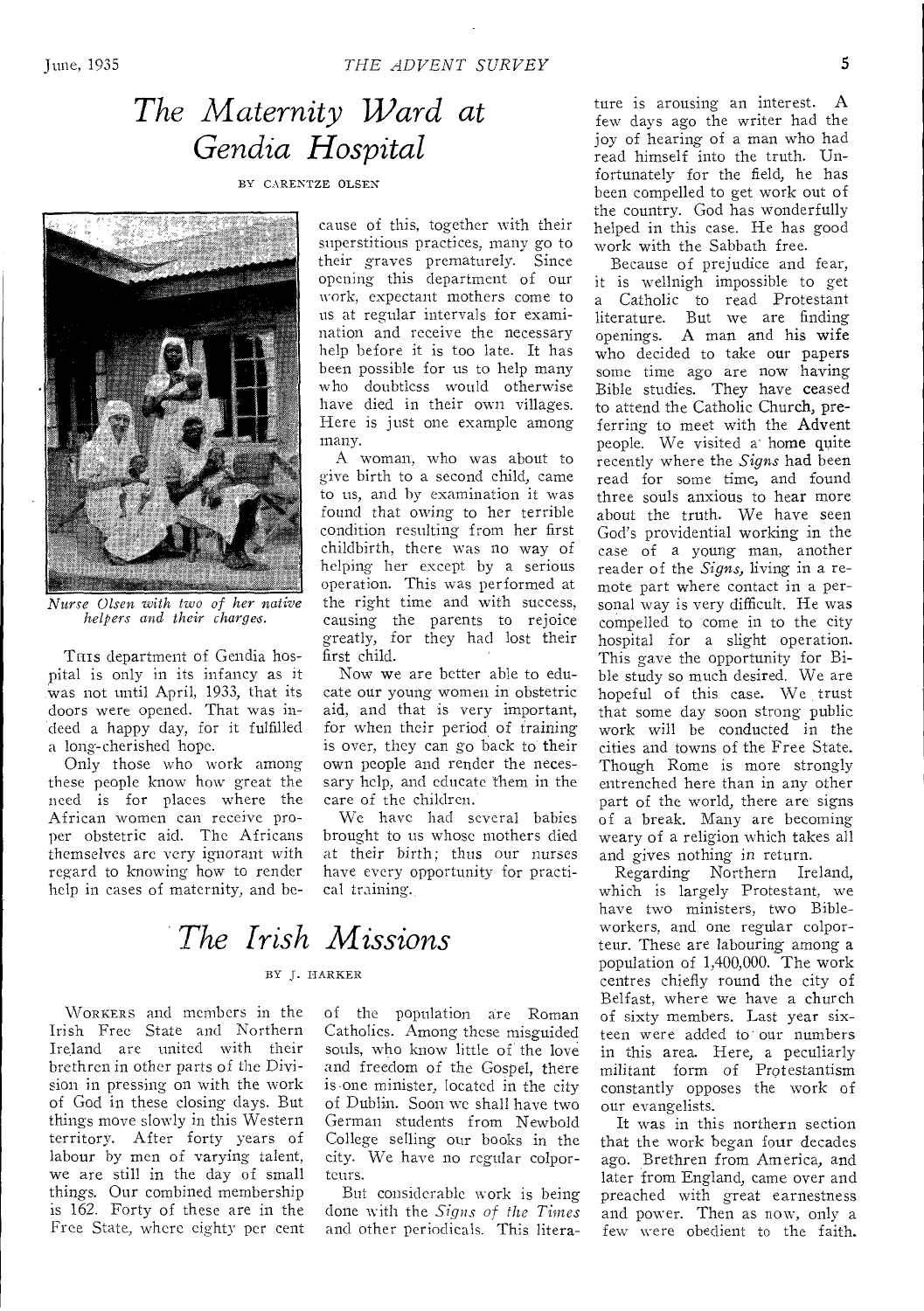# *The Maternity Ward at Gendia Hospital*

BY CARENTZE OLSEN

*Nurse Olsen with two of her native helpers and their charges.*

THIS department of Gendia hospital is only in its infancy as it was not until April, 1933, that its doors were opened. That was indeed a happy day, for it fulfilled a long-cherished hope.

Only those who work among these people know how great the need is for places where the African women can receive proper obstetric aid. The Africans themselves are very ignorant with regard to knowing how to render help in cases of maternity, and because of this, together with their superstitious practices, many go to their graves prematurely. Since opening this department of our work, expectant mothers come to us at regular intervals for examination and receive the necessary help before it is too late. It has been possible for us to help many who doubtless would otherwise have died in their own villages. Here is just one example among many.

A woman, who was about to give birth to a second child, came to us, and by examination it was found that owing to her terrible condition resulting from her first childbirth, there was no way of helping her except by a serious operation. This was performed at the right time and with success, causing the parents to rejoice greatly, for they had lost their first child.

Now we are better able to educate our young women in obstetric aid, and that is very important, for when their period of training is over, they can go back to their own people and render the necessary help, and educate them in the care of the children.

We have had several babies brought to us whose mothers died at their birth; thus our nurses have every opportunity for practical training.

# *The Irish Missions*

BY J. HARKER

WORKERS and members in the Irish Free State and Northern Ireland are united with their brethren in other parts of the Division in pressing on with the work of God in these closing days. But things move slowly in this Western territory. After forty years of labour by men of varying talent, we are still in the day of small things. Our combined membership is 162. Forty of these are in the Free State, where eighty per cent of the population are Roman Catholics. Among these misguided souls, who know little of the love and freedom of the Gospel, there is one minister, located in the city of Dublin. Soon we shall have two German students from Newbold College selling our books in the city. We have no regular colporteurs.

But considerable work is being done with the *Signs of the Times* and other periodicals. This literature is arousing an interest. A few days ago the writer had the joy of hearing of a man who had read himself into the truth. Unfortunately for the field, he has been compelled to get work out of the country. God has wonderfully helped in this case. He has good work with the Sabbath free.

Because of prejudice and fear, it is wellnigh impossible to get a Catholic to read Protestant literature. But we are finding openings. A man and his wife who decided to take our papers some time ago are now having Bible studies. They have ceased to attend the Catholic Church, preferring to meet with the Advent people. We visited a home quite recently where the *Signs* had been read for some time, and found three souls anxious to hear more about the truth. We have seen God's providential working in the case of a young man, another reader of the *Signs*, living in a remote part where contact in a personal way is very difficult. He was compelled to come in to the city hospital for a slight operation. This gave the opportunity for Bible study so much desired. We are hopeful of this case. We trust that some day soon strong public work will be conducted in the cities and towns of the Free State. Though Rome is more strongly entrenched here than in any other part of the world, there are signs of a break. Many are becoming weary of a religion which takes all and gives nothing in return.

Regarding Northern Ireland, which is largely Protestant, we have two ministers, two Bible-workers, and one regular colporteur. These are labouring among a population of 1,400,000. The work centres chiefly round the city of Belfast, where we have a church of sixty members. Last year sixteen were added to our numbers in this area. Here, a peculiarly militant form of Protestantism constantly opposes the work of our evangelists.

It was in this northern section that the work began four decades ago. Brethren from America, and later from England, came over and preached with great earnestness and power. Then as now, only a few were obedient to the faith.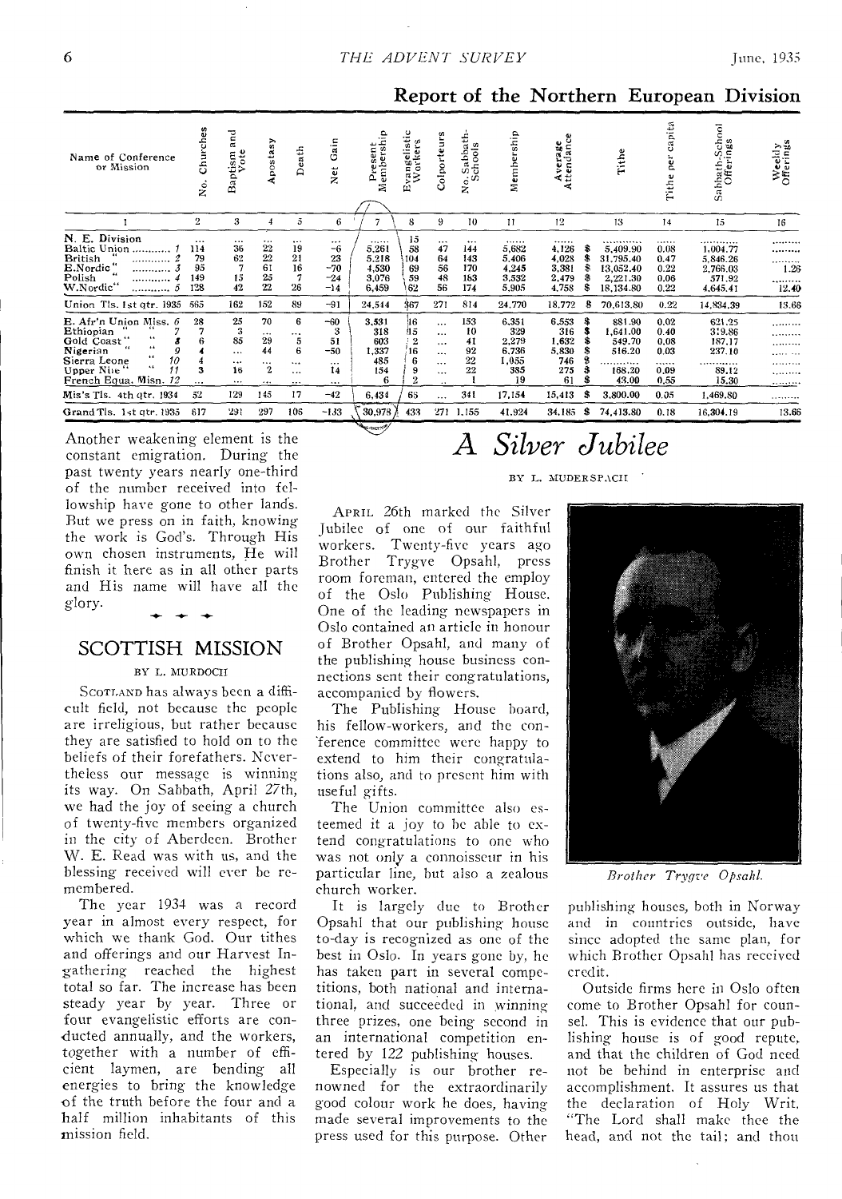## Report of the Northern European Division

| Name of Conference or Mission | No. Churches | Baptism and Vote | Apostasy | Death | Net Gain | Present Membership | Evangelistic Workers | Colporteurs | No. Sabbath-Schools | Membership | Average Attendance | Tithe | Tithe per capita | Sabbath-School Offerings | Weekly Offerings |
|---|---|---|---|---|---|---|---|---|---|---|---|---|---|---|---|
| 1 | 2 | 3 | 4 | 5 | 6 | 7 | 8 | 9 | 10 | 11 | 12 | 13 | 14 | 15 | 16 |
| N. E. Division | ... | ... | ... | ... | ... | ...... | 15 | ... | ... | ...... | ...... | ......... | ...... | ......... | ......... |
| Baltic Union ............ 1 | 114 | 36 | 22 | 19 | −6 | 5,261 | 58 | 47 | 144 | 5,682 | 4,126 | $ 5,409.90 | 0.08 | 1,004.77 | ......... |
| British " ............ 2 | 79 | 62 | 22 | 21 | 23 | 5,218 | 104 | 64 | 143 | 5,406 | 4,028 | $ 31,795.40 | 0.47 | 5,846.26 | ......... |
| E.Nordic " ............ 3 | 95 | 7 | 61 | 16 | −70 | 4,530 | 69 | 56 | 170 | 4,245 | 3,381 | $ 13,052.40 | 0.22 | 2,766.03 | 1.26 |
| Polish " ............ 4 | 149 | 15 | 25 | 7 | −24 | 3,076 | 59 | 48 | 183 | 3,532 | 2,479 | $ 2,221.30 | 0.06 | 571.92 | ......... |
| W.Nordic" ............ 5 | 128 | 42 | 22 | 26 | −14 | 6,459 | 62 | 56 | 174 | 5,905 | 4,758 | $ 18,134.80 | 0.22 | 4,645.41 | 12.40 |
| Union Tls. 1st qtr. 1935 | 565 | 162 | 152 | 89 | −91 | 24,544 | 367 | 271 | 814 | 24,770 | 18,772 | $ 70,613.80 | 0.22 | 14,834.39 | 13.66 |
| E. Afr'n Union Miss. 6 | 28 | 25 | 70 | 6 | −60 | 3,531 | 16 | ... | 153 | 6,351 | 6,553 | $ 881.90 | 0.02 | 621.25 | ......... |
| Ethiopian " " 7 | 7 | 3 | ... | ... | 3 | 318 | 15 | ... | 10 | 329 | 316 | $ 1,641.00 | 0.40 | 319.86 | ......... |
| Gold Coast" " 8 | 6 | 85 | 29 | 5 | 51 | 603 | 2 | ... | 41 | 2,279 | 1,632 | $ 549.70 | 0.08 | 187.17 | ......... |
| Nigerian " " 9 | 4 | ... | 44 | 6 | −50 | 1,337 | 16 | ... | 92 | 6,736 | 5,830 | $ 516.20 | 0.03 | 237.10 | ......... |
| Sierra Leone " 10 | 4 | ... | ... | ... | ... | 485 | 6 | ... | 22 | 1,055 | 746 | $ ............ | ...... | ............ | ......... |
| Upper Nile " 11 | 3 | 16 | 2 | ... | 14 | 154 | 9 | ... | 22 | 385 | 275 | $ 168.20 | 0.09 | 89.12 | ......... |
| French Equa. Misn. 12 | ... | ... | ... | ... | ... | 6 | 2 | .. | 1 | 19 | 61 | $ 43.00 | 0.55 | 15.30 | ......... |
| Mis's Tls. 4th qtr. 1934 | 52 | 129 | 145 | 17 | −42 | 6,434 | 66 | ... | 341 | 17,154 | 15,413 | $ 3,800.00 | 0.05 | 1,469.80 | ......... |
| Grand Tls. 1st qtr. 1935 | 617 | 291 | 297 | 106 | −133 | 30,978 | 433 | 271 | 1,155 | 41,924 | 34,185 | $ 74,413.80 | 0.18 | 16,304.19 | 13.66 |

Another weakening element is the constant emigration. During the past twenty years nearly one-third of the number received into fellowship have gone to other lands. But we press on in faith, knowing the work is God's. Through His own chosen instruments, He will finish it here as in all other parts and His name will have all the glory.

## SCOTTISH MISSION

BY L. MURDOCH

SCOTLAND has always been a difficult field, not because the people are irreligious, but rather because they are satisfied to hold on to the beliefs of their forefathers. Nevertheless our message is winning its way. On Sabbath, April 27th, we had the joy of seeing a church of twenty-five members organized in the city of Aberdeen. Brother W. E. Read was with us, and the blessing received will ever be remembered.

The year 1934 was a record year in almost every respect, for which we thank God. Our tithes and offerings and our Harvest Ingathering reached the highest total so far. The increase has been steady year by year. Three or four evangelistic efforts are conducted annually, and the workers, together with a number of efficient laymen, are bending all energies to bring the knowledge of the truth before the four and a half million inhabitants of this mission field.

# *A Silver Jubilee*

BY L. MUDERSPACH

APRIL 26th marked the Silver Jubilee of one of our faithful workers. Twenty-five years ago Brother Trygve Opsahl, press room foreman, entered the employ of the Oslo Publishing House. One of the leading newspapers in Oslo contained an article in honour of Brother Opsahl, and many of the publishing house business connections sent their congratulations, accompanied by flowers.

The Publishing House board, his fellow-workers, and the conference committee were happy to extend to him their congratulations also, and to present him with useful gifts.

The Union committee also esteemed it a joy to be able to extend congratulations to one who was not only a connoisseur in his particular line, but also a zealous church worker.

It is largely due to Brother Opsahl that our publishing house to-day is recognized as one of the best in Oslo. In years gone by, he has taken part in several competitions, both national and international, and succeeded in winning three prizes, one being second in an international competition entered by 122 publishing houses.

Especially is our brother renowned for the extraordinarily good colour work he does, having made several improvements to the press used for this purpose. Other

*Brother Trygve Opsahl.*

publishing houses, both in Norway and in countries outside, have since adopted the same plan, for which Brother Opsahl has received credit.

Outside firms here in Oslo often come to Brother Opsahl for counsel. This is evidence that our publishing house is of good repute, and that the children of God need not be behind in enterprise and accomplishment. It assures us that the declaration of Holy Writ, "The Lord shall make thee the head, and not the tail; and thou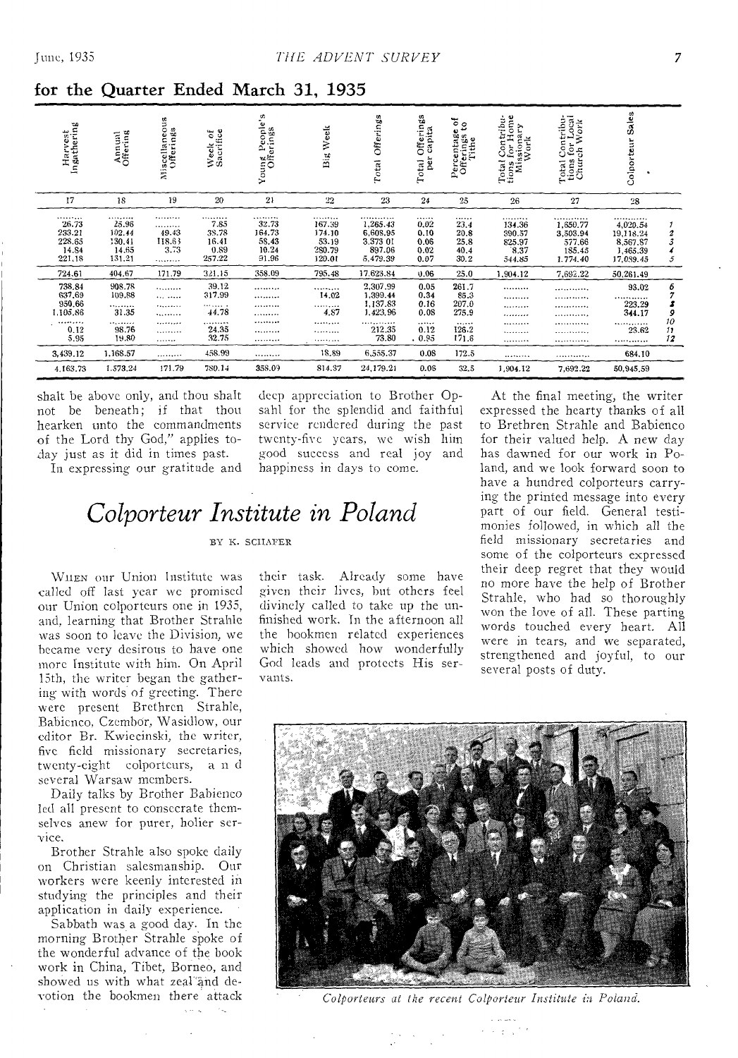## for the Quarter Ended March 31, 1935

| Harvest Ingathering | Annual Offering | Miscellaneous Offerings | Week of Sacrifice | Young People's Offerings | Big Week | Total Offerings | Total Offerings per capita | Percentage of Offerings to Tithe | Total Contributions for Home Missionary Work | Total Contributions for Local Church Work | Colporteur Sales | |
|---|---|---|---|---|---|---|---|---|---|---|---|---|
| 17 | 18 | 19 | 20 | 21 | 22 | 23 | 24 | 25 | 26 | 27 | 28 | |
| 26.73 | 25.96 | ......... | 7.85 | 32.73 | 167.39 | 1,265.43 | 0.02 | 23.4 | 134.36 | 1,650.77 | 4,020.54 | 1 |
| 233.21 | 102.44 | 49.43 | 38.78 | 164.73 | 174.10 | 6,608.95 | 0.10 | 20.8 | 390.57 | 3,503.94 | 19,118.24 | 2 |
| 228.65 | 130.41 | 118.63 | 16.41 | 58.43 | 53.19 | 3,373.01 | 0.06 | 25.8 | 825.97 | 577.66 | 8,567.87 | 3 |
| 14.84 | 14.65 | 3.73 | 0.89 | 10.24 | 280.79 | 897.06 | 0.02 | 40.4 | 8.37 | 185.45 | 1,465.39 | 4 |
| 221.18 | 131.21 | ......... | 257.22 | 91.96 | 120.01 | 5,479.39 | 0.07 | 30.2 | 544.85 | 1,774.40 | 17,089.45 | 5 |
| 724.61 | 404.67 | 171.79 | 321.15 | 358.09 | 795.48 | 17,623.84 | 0.06 | 25.0 | 1,904.12 | 7,692.22 | 50,261.49 | |
| 738.84 | 908.78 | ......... | 39.12 | ......... | ......... | 2,307.99 | 0.05 | 261.7 | ......... | ......... | 93.02 | 6 |
| 637.69 | 109.88 | ......... | 317.99 | ......... | 14.02 | 1,399.44 | 0.34 | 85.3 | ......... | ......... | ......... | 7 |
| 950.66 | ......... | ......... | ......... | ......... | ......... | 1,137.83 | 0.16 | 207.0 | ......... | ......... | 223.29 | 8 |
| 1,105.86 | 31.35 | ......... | 44.78 | ......... | 4.87 | 1,423.96 | 0.08 | 275.9 | ......... | ......... | 344.17 | 9 |
| ......... | ......... | ......... | ......... | ......... | ......... | ......... | ...... | ...... | ......... | ......... | ......... | 10 |
| 0.12 | 98.76 | ......... | 24.35 | ......... | ......... | 212.35 | 0.12 | 126.2 | ......... | ......... | 23.62 | 11 |
| 5.95 | 19.80 | ......... | 32.75 | ......... | ......... | 73.80 | 0.95 | 171.6 | ......... | ......... | ......... | 12 |
| 3,439.12 | 1,168.57 | ......... | 458.99 | ......... | 18.89 | 6,555.37 | 0.08 | 172.5 | ......... | ......... | 684.10 | |
| 4,163.73 | 1,573.24 | 171.79 | 780.14 | 358.09 | 814.37 | 24,179.21 | 0.06 | 32.5 | 1,904.12 | 7,692.22 | 50,945.59 | |

shalt be above only, and thou shalt not be beneath; if that thou hearken unto the commandments of the Lord thy God," applies today just as it did in times past.

In expressing our gratitude and deep appreciation to Brother Opsahl for the splendid and faithful service rendered during the past twenty-five years, we wish him good success and real joy and happiness in days to come.

# *Colporteur Institute in Poland*

BY K. SCHAFER

WHEN our Union Institute was called off last year we promised our Union colporteurs one in 1935, and, learning that Brother Strahle was soon to leave the Division, we became very desirous to have one more Institute with him. On April 15th, the writer began the gathering with words of greeting. There were present Brethren Strahle, Babienco, Czembor, Wasidlow, our editor Br. Kwiecinski, the writer, five field missionary secretaries, twenty-eight colporteurs, and several Warsaw members.

Daily talks by Brother Babienco led all present to consecrate themselves anew for purer, holier service.

Brother Strahle also spoke daily on Christian salesmanship. Our workers were keenly interested in studying the principles and their application in daily experience.

Sabbath was a good day. In the morning Brother Strahle spoke of the wonderful advance of the book work in China, Tibet, Borneo, and showed us with what zeal and devotion the bookmen there attack their task. Already some have given their lives, but others feel divinely called to take up the unfinished work. In the afternoon all the bookmen related experiences which showed how wonderfully God leads and protects His servants.

At the final meeting, the writer expressed the hearty thanks of all to Brethren Strahle and Babienco for their valued help. A new day has dawned for our work in Poland, and we look forward soon to have a hundred colporteurs carrying the printed message into every part of our field. General testimonies followed, in which all the field missionary secretaries and some of the colporteurs expressed their deep regret that they would no more have the help of Brother Strahle, who had so thoroughly won the love of all. These parting words touched every heart. All were in tears, and we separated, strengthened and joyful, to our several posts of duty.

*Colporteurs at the recent Colporteur Institute in Poland.*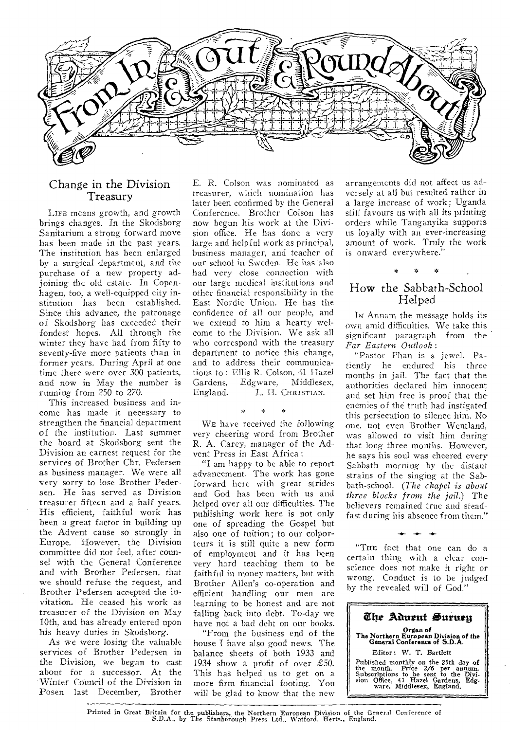# From In & Out & RoundAbout

## Change in the Division Treasury

LIFE means growth, and growth brings changes. In the Skodsborg Sanitarium a strong forward move has been made in the past years. The institution has been enlarged by a surgical department, and the purchase of a new property adjoining the old estate. In Copenhagen, too, a well-equipped city institution has been established. Since this advance, the patronage of Skodsborg has exceeded their fondest hopes. All through the winter they have had from fifty to seventy-five more patients than in former years. During April at one time there were over 300 patients, and now in May the number is running from 250 to 270.

This increased business and income has made it necessary to strengthen the financial department of the institution. Last summer the board at Skodsborg sent the Division an earnest request for the services of Brother Chr. Pedersen as business manager. We were all very sorry to lose Brother Pedersen. He has served as Division treasurer fifteen and a half years. His efficient, faithful work has been a great factor in building up the Advent cause so strongly in Europe. However, the Division committee did not feel, after counsel with the General Conference and with Brother Pedersen, that we should refuse the request, and Brother Pedersen accepted the invitation. He ceased his work as treasurer of the Division on May 10th, and has already entered upon his heavy duties in Skodsborg.

As we were losing the valuable services of Brother Pedersen in the Division, we began to cast about for a successor. At the Winter Council of the Division in Posen last December, Brother E. R. Colson was nominated as treasurer, which nomination has later been confirmed by the General Conference. Brother Colson has now begun his work at the Division office. He has done a very large and helpful work as principal, business manager, and teacher of our school in Sweden. He has also had very close connection with our large medical institutions and other financial responsibility in the East Nordic Union. He has the confidence of all our people, and we extend to him a hearty welcome to the Division. We ask all who correspond with the treasury department to notice this change, and to address their communications to: Ellis R. Colson, 41 Hazel Gardens, Edgware, Middlesex, England.

L. H. CHRISTIAN.

\* \* \*

WE have received the following very cheering word from Brother R. A. Carey, manager of the Advent Press in East Africa:

"I am happy to be able to report advancement. The work has gone forward here with great strides and God has been with us and helped over all our difficulties. The publishing work here is not only one of spreading the Gospel but also one of tuition; to our colporteurs it is still quite a new form of employment and it has been very hard teaching them to be faithful in money matters, but with Brother Allen's co-operation and efficient handling our men are learning to be honest and are not falling back into debt. To-day we have not a bad debt on our books.

"From the business end of the house I have also good news. The balance sheets of both 1933 and 1934 show a profit of over £50. This has helped us to get on a more firm financial footing. You will be glad to know that the new arrangements did not affect us adversely at all but resulted rather in a large increase of work; Uganda still favours us with all its printing orders while Tanganyika supports us loyally with an ever-increasing amount of work. Truly the work is onward everywhere."

\* \* \*

## How the Sabbath-School Helped

IN Annam the message holds its own amid difficulties. We take this significant paragraph from the *Far Eastern Outlook*:

"Pastor Phan is a jewel. Patiently he endured his three months in jail. The fact that the authorities declared him innocent and set him free is proof that the enemies of the truth had instigated this persecution to silence him. No one, not even Brother Wentland, was allowed to visit him during that long three months. However, he says his soul was cheered every Sabbath morning by the distant strains of the singing at the Sabbath-school. (*The chapel is about three blocks from the jail.*) The believers remained true and steadfast during his absence from them."

"THE fact that one can do a certain thing with a clear conscience does not make it right or wrong. Conduct is to be judged by the revealed will of God."

**The Advent Survey**

Organ of
The Northern European Division of the General Conference of S.D.A.

Editor: W. T. Bartlett

Published monthly on the 25th day of the month. Price 2/6 per annum. Subscriptions to be sent to the Division Office, 41 Hazel Gardens, Edgware, Middlesex, England.

Printed in Great Britain for the publishers, the Northern European Division of the General Conference of S.D.A., by The Stanborough Press Ltd., Watford, Herts., England.